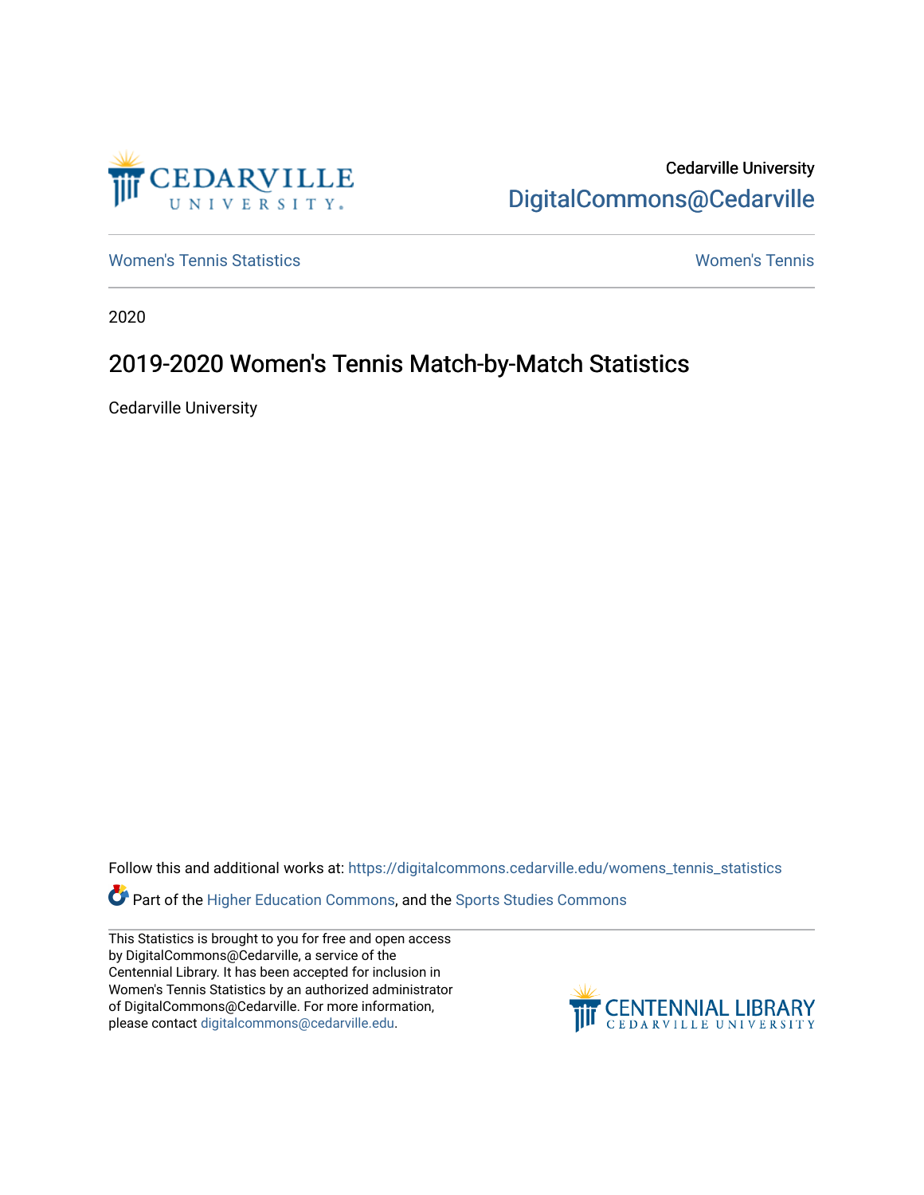Cedarville University
DigitalCommons@Cedarville

Women's Tennis Statistics | Women's Tennis

2020

# 2019-2020 Women's Tennis Match-by-Match Statistics

Cedarville University

Follow this and additional works at: https://digitalcommons.cedarville.edu/womens_tennis_statistics

Part of the Higher Education Commons, and the Sports Studies Commons

This Statistics is brought to you for free and open access by DigitalCommons@Cedarville, a service of the Centennial Library. It has been accepted for inclusion in Women's Tennis Statistics by an authorized administrator of DigitalCommons@Cedarville. For more information, please contact digitalcommons@cedarville.edu.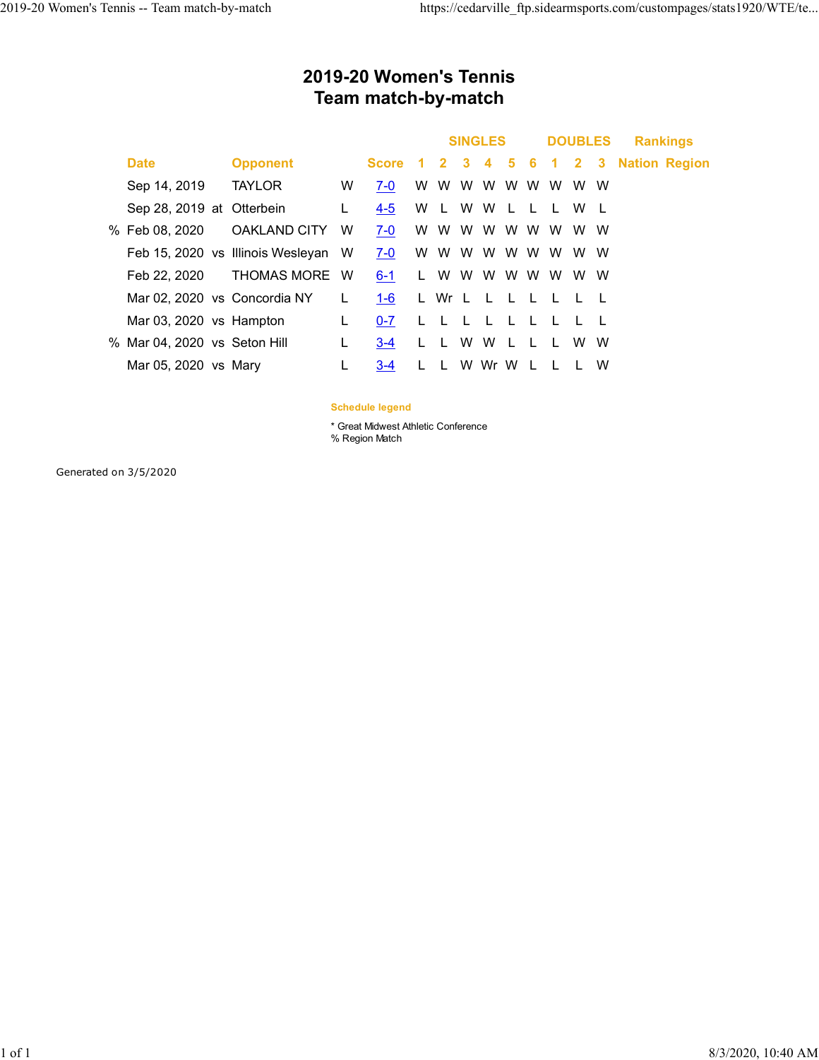# 2019-20 Women's Tennis
## Team match-by-match

| | Date | | Opponent | | Score | SINGLES 1 | 2 | 3 | 4 | 5 | 6 | DOUBLES 1 | 2 | 3 | Rankings Nation | Region |
|---|---|---|---|---|---|---|---|---|---|---|---|---|---|---|---|---|
| | Sep 14, 2019 | | TAYLOR | W | 7-0 | W | W | W | W | W | W | W | W | W | | |
| | Sep 28, 2019 | at | Otterbein | L | 4-5 | W | L | W | W | L | L | L | W | L | | |
| % | Feb 08, 2020 | | OAKLAND CITY | W | 7-0 | W | W | W | W | W | W | W | W | W | | |
| | Feb 15, 2020 | vs | Illinois Wesleyan | W | 7-0 | W | W | W | W | W | W | W | W | W | | |
| | Feb 22, 2020 | | THOMAS MORE | W | 6-1 | L | W | W | W | W | W | W | W | W | | |
| | Mar 02, 2020 | vs | Concordia NY | L | 1-6 | L | Wr | L | L | L | L | L | L | L | | |
| | Mar 03, 2020 | vs | Hampton | L | 0-7 | L | L | L | L | L | L | L | L | L | | |
| % | Mar 04, 2020 | vs | Seton Hill | L | 3-4 | L | L | W | W | L | L | L | W | W | | |
| | Mar 05, 2020 | vs | Mary | L | 3-4 | L | L | W | Wr | W | L | L | L | W | | |

**Schedule legend**

\* Great Midwest Athletic Conference
% Region Match

Generated on 3/5/2020